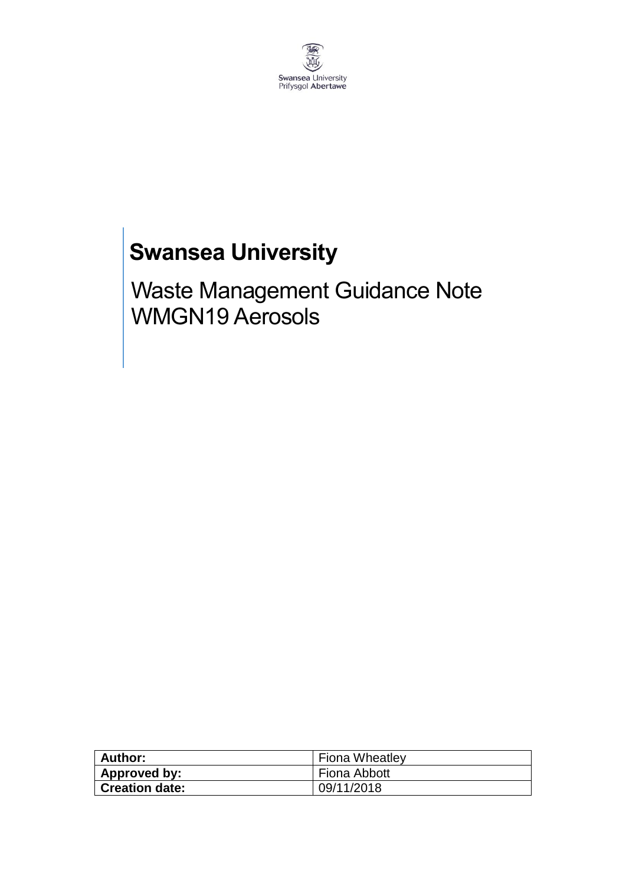Swansea University
Prifysgol Abertawe

# Swansea University

## Waste Management Guidance Note WMGN19 Aerosols

| **Author:** | Fiona Wheatley |
|---|---|
| **Approved by:** | Fiona Abbott |
| **Creation date:** | 09/11/2018 |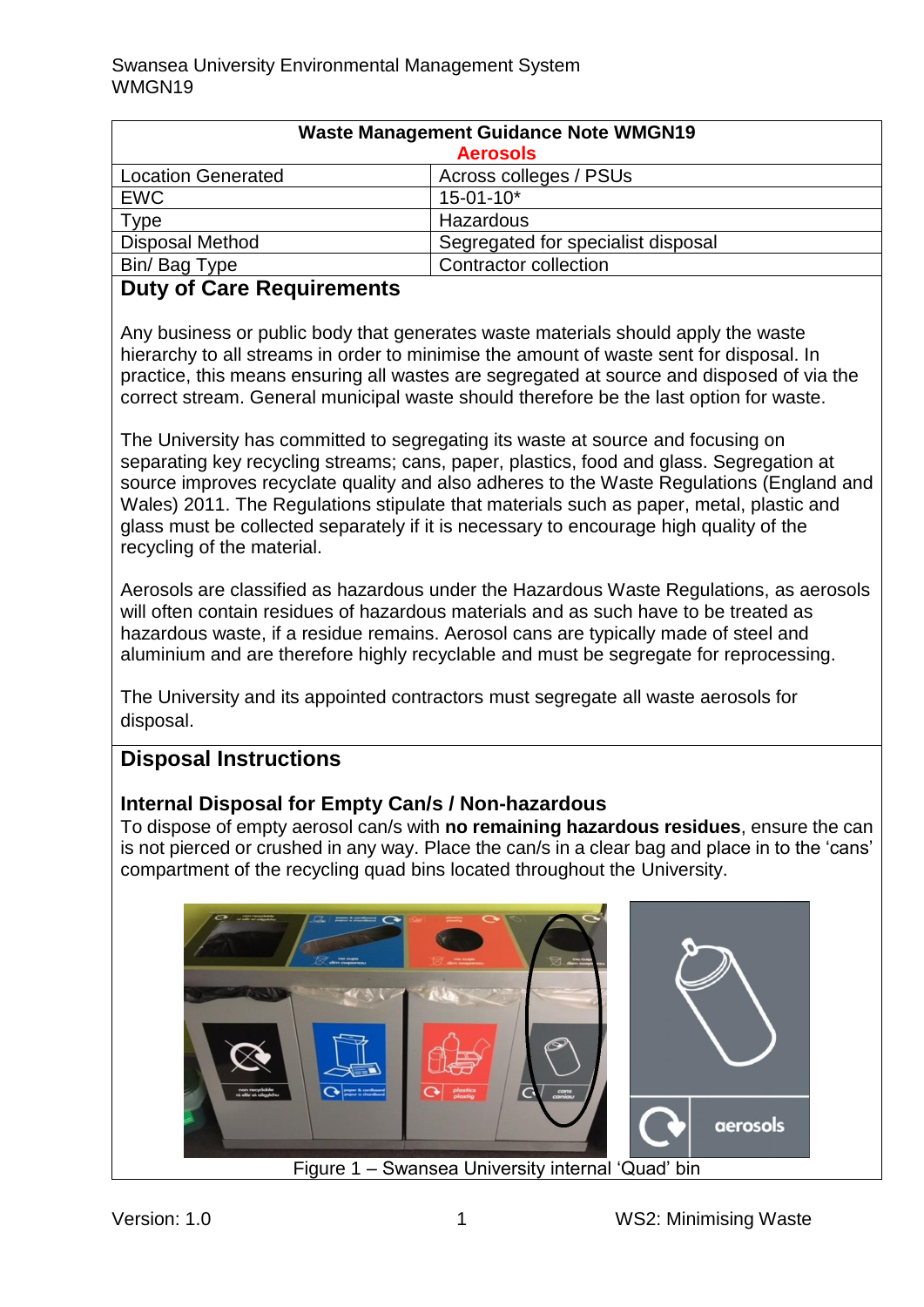| Waste Management Guidance Note WMGN19 Aerosols | |
|---|---|
| Location Generated | Across colleges / PSUs |
| EWC | 15-01-10* |
| Type | Hazardous |
| Disposal Method | Segregated for specialist disposal |
| Bin/ Bag Type | Contractor collection |

## Duty of Care Requirements

Any business or public body that generates waste materials should apply the waste hierarchy to all streams in order to minimise the amount of waste sent for disposal. In practice, this means ensuring all wastes are segregated at source and disposed of via the correct stream. General municipal waste should therefore be the last option for waste.

The University has committed to segregating its waste at source and focusing on separating key recycling streams; cans, paper, plastics, food and glass. Segregation at source improves recyclate quality and also adheres to the Waste Regulations (England and Wales) 2011. The Regulations stipulate that materials such as paper, metal, plastic and glass must be collected separately if it is necessary to encourage high quality of the recycling of the material.

Aerosols are classified as hazardous under the Hazardous Waste Regulations, as aerosols will often contain residues of hazardous materials and as such have to be treated as hazardous waste, if a residue remains. Aerosol cans are typically made of steel and aluminium and are therefore highly recyclable and must be segregate for reprocessing.

The University and its appointed contractors must segregate all waste aerosols for disposal.

## Disposal Instructions

### Internal Disposal for Empty Can/s / Non-hazardous

To dispose of empty aerosol can/s with **no remaining hazardous residues**, ensure the can is not pierced or crushed in any way. Place the can/s in a clear bag and place in to the 'cans' compartment of the recycling quad bins located throughout the University.

Figure 1 – Swansea University internal 'Quad' bin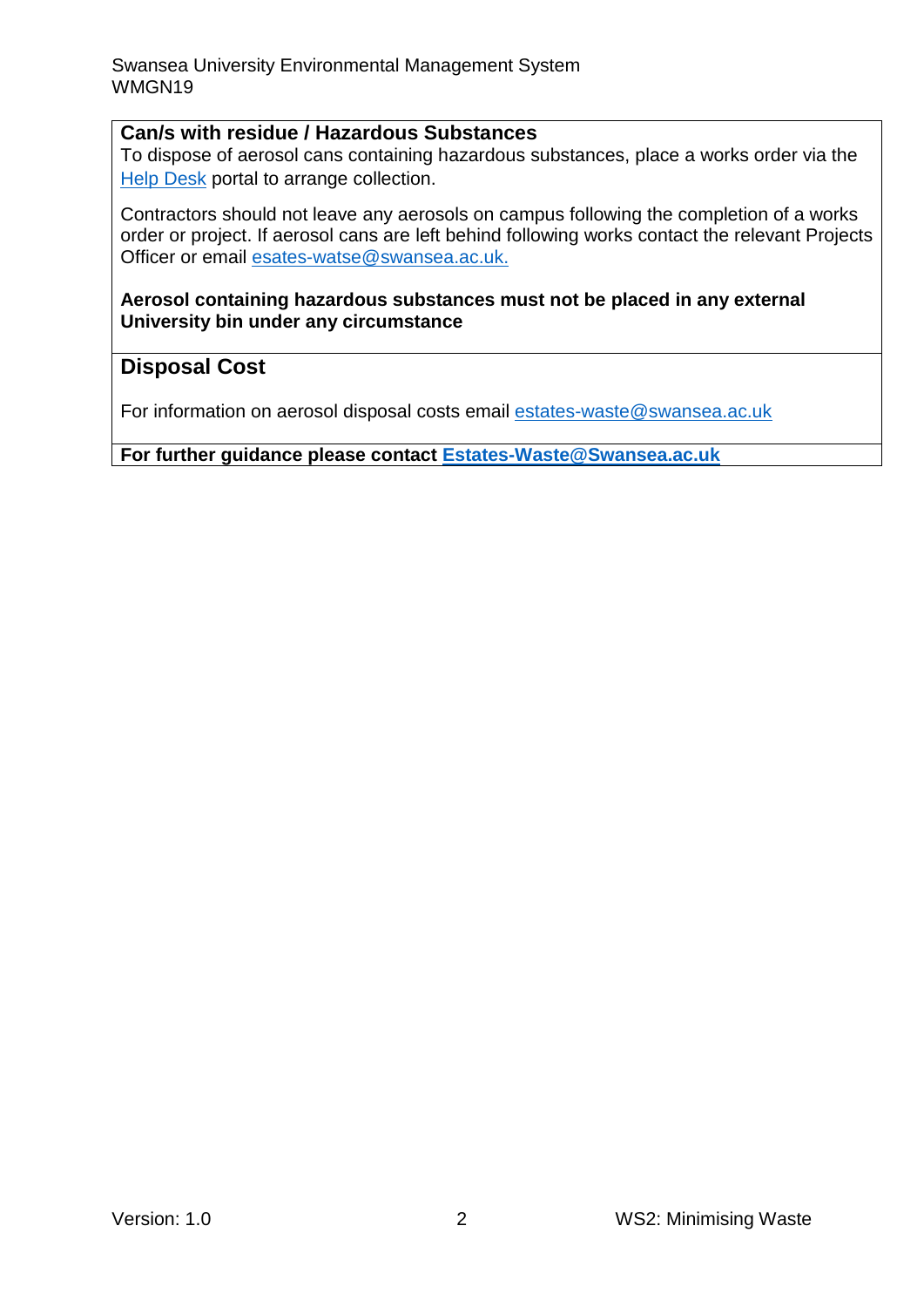## Can/s with residue / Hazardous Substances

To dispose of aerosol cans containing hazardous substances, place a works order via the Help Desk portal to arrange collection.

Contractors should not leave any aerosols on campus following the completion of a works order or project. If aerosol cans are left behind following works contact the relevant Projects Officer or email esates-watse@swansea.ac.uk.

**Aerosol containing hazardous substances must not be placed in any external University bin under any circumstance**

## Disposal Cost

For information on aerosol disposal costs email estates-waste@swansea.ac.uk

**For further guidance please contact Estates-Waste@Swansea.ac.uk**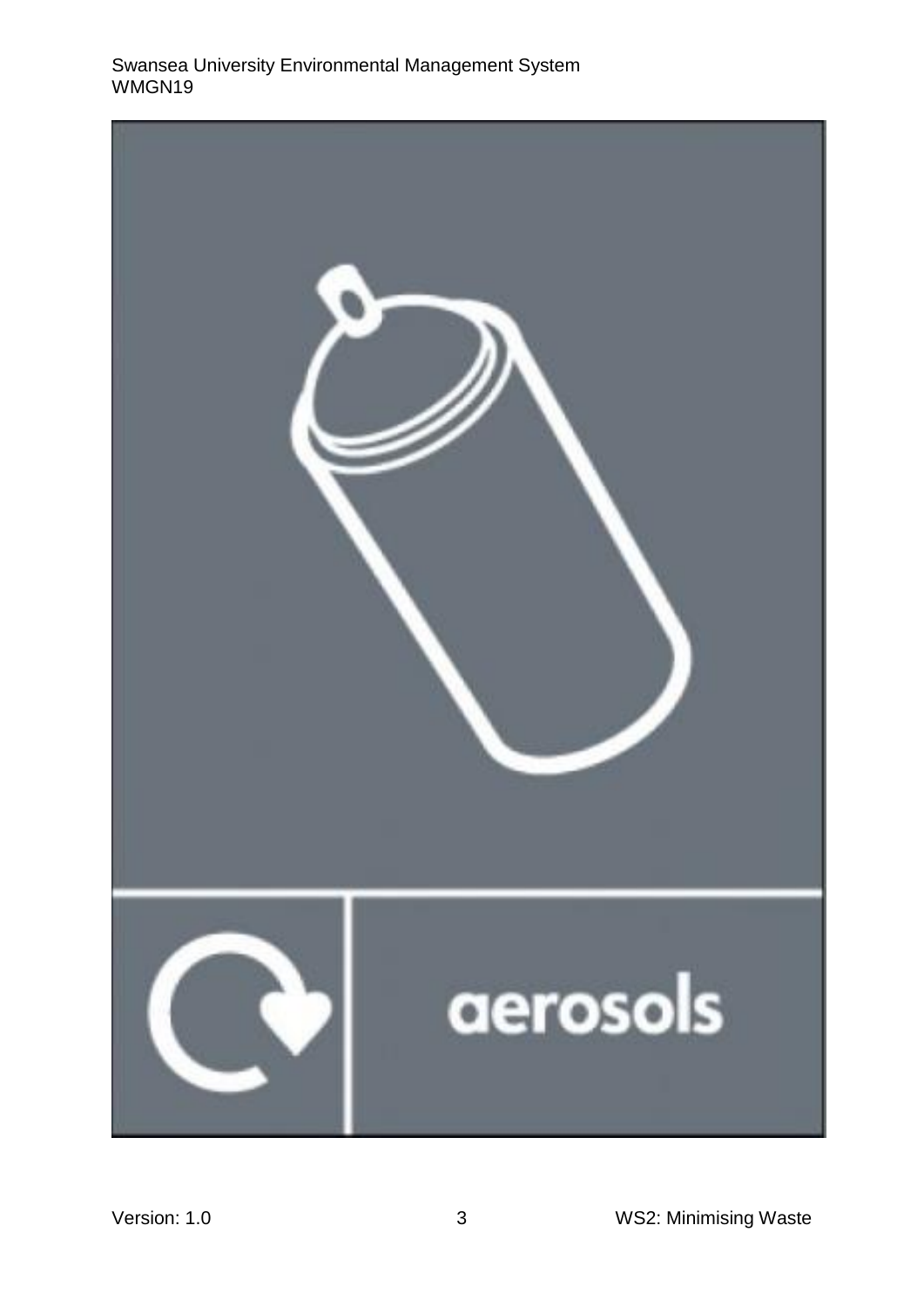aerosols